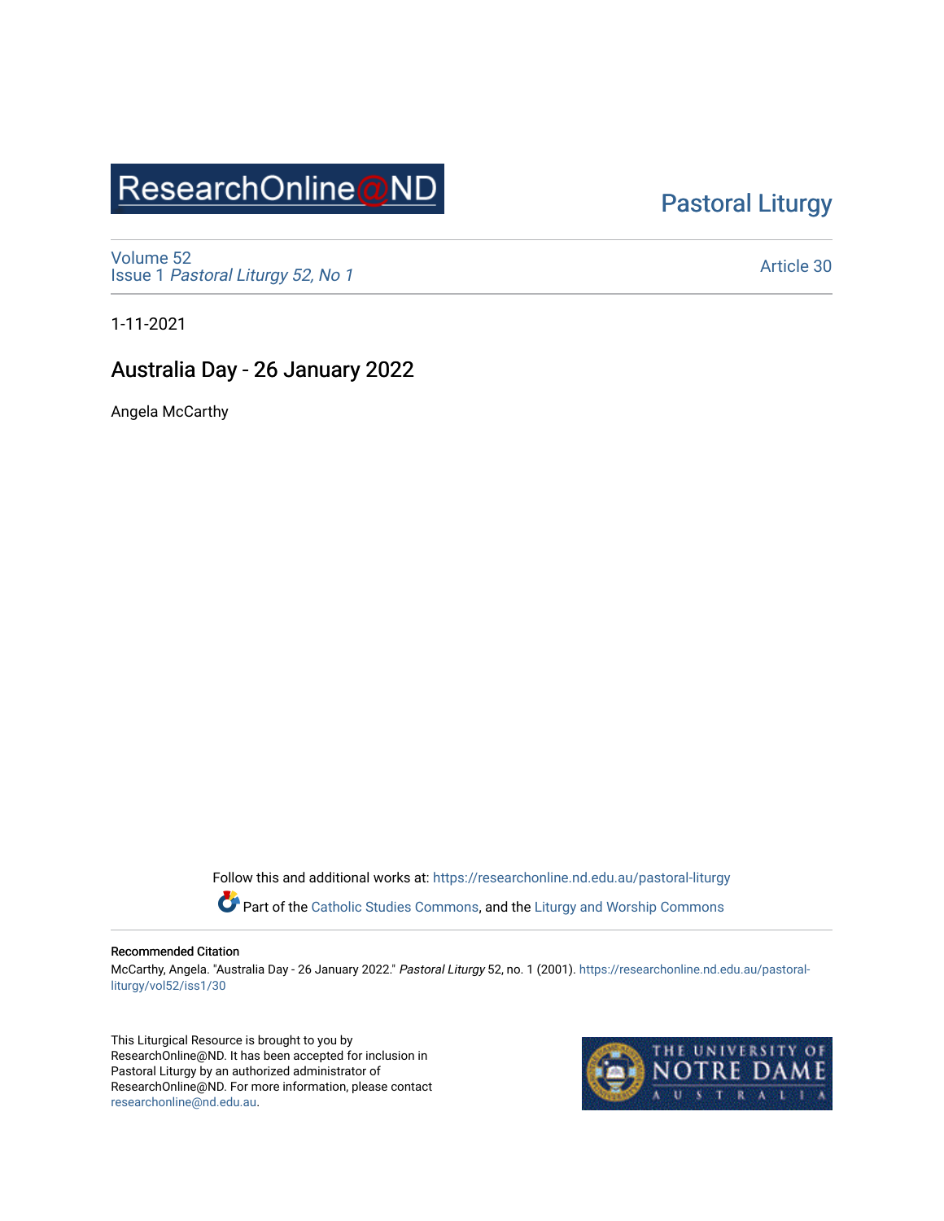ResearchOnline@ND

Pastoral Liturgy

Volume 52
Issue 1 *Pastoral Liturgy 52, No 1*

Article 30

1-11-2021

# Australia Day - 26 January 2022

Angela McCarthy

Follow this and additional works at: https://researchonline.nd.edu.au/pastoral-liturgy

Part of the Catholic Studies Commons, and the Liturgy and Worship Commons

**Recommended Citation**

McCarthy, Angela. "Australia Day - 26 January 2022." *Pastoral Liturgy* 52, no. 1 (2001). https://researchonline.nd.edu.au/pastoral-liturgy/vol52/iss1/30

This Liturgical Resource is brought to you by ResearchOnline@ND. It has been accepted for inclusion in Pastoral Liturgy by an authorized administrator of ResearchOnline@ND. For more information, please contact researchonline@nd.edu.au.

THE UNIVERSITY OF NOTRE DAME AUSTRALIA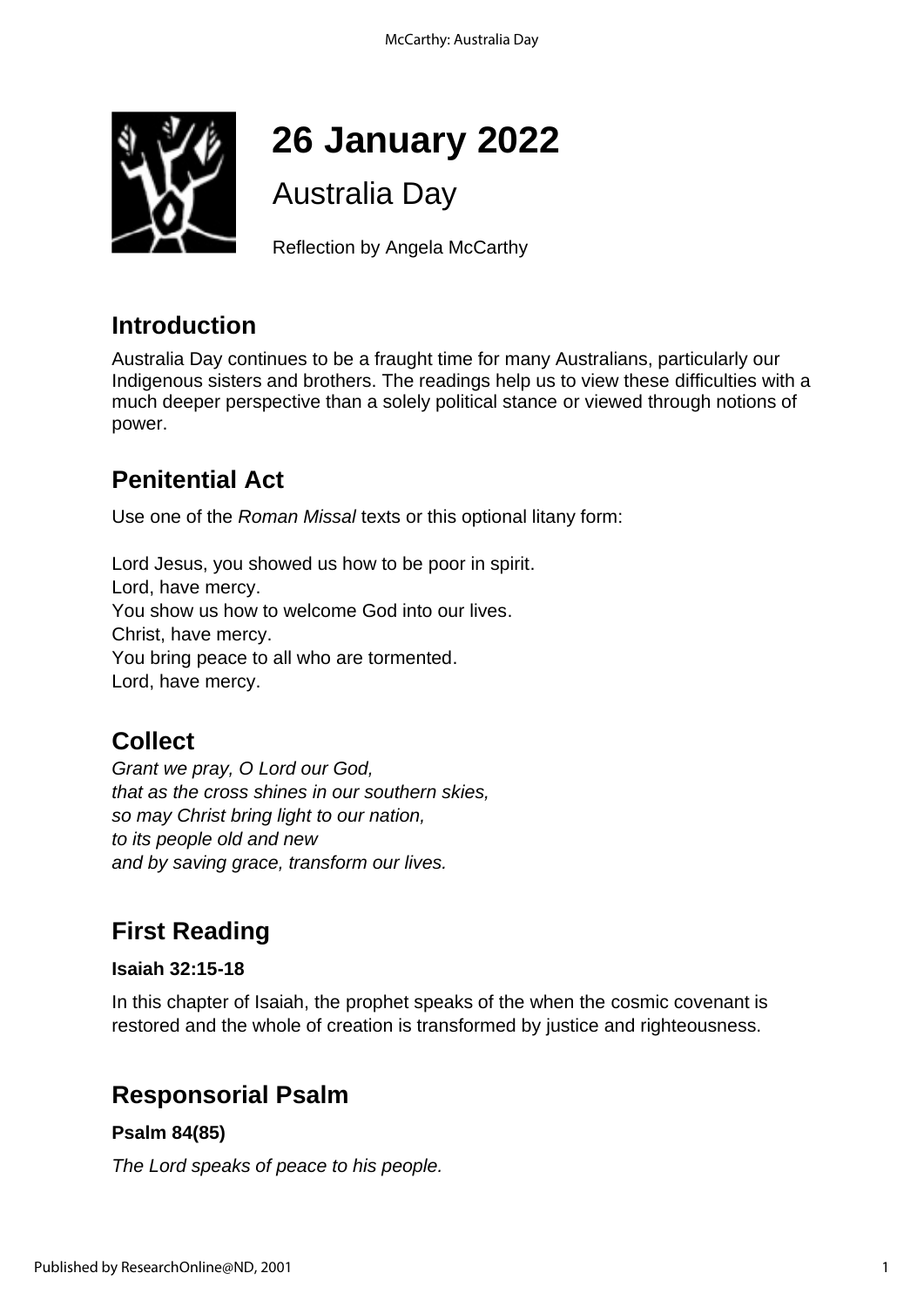# 26 January 2022

Australia Day

Reflection by Angela McCarthy

## Introduction

Australia Day continues to be a fraught time for many Australians, particularly our Indigenous sisters and brothers. The readings help us to view these difficulties with a much deeper perspective than a solely political stance or viewed through notions of power.

## Penitential Act

Use one of the *Roman Missal* texts or this optional litany form:

Lord Jesus, you showed us how to be poor in spirit.
Lord, have mercy.
You show us how to welcome God into our lives.
Christ, have mercy.
You bring peace to all who are tormented.
Lord, have mercy.

## Collect

*Grant we pray, O Lord our God,*
*that as the cross shines in our southern skies,*
*so may Christ bring light to our nation,*
*to its people old and new*
*and by saving grace, transform our lives.*

## First Reading

**Isaiah 32:15-18**

In this chapter of Isaiah, the prophet speaks of the when the cosmic covenant is restored and the whole of creation is transformed by justice and righteousness.

## Responsorial Psalm

**Psalm 84(85)**

*The Lord speaks of peace to his people.*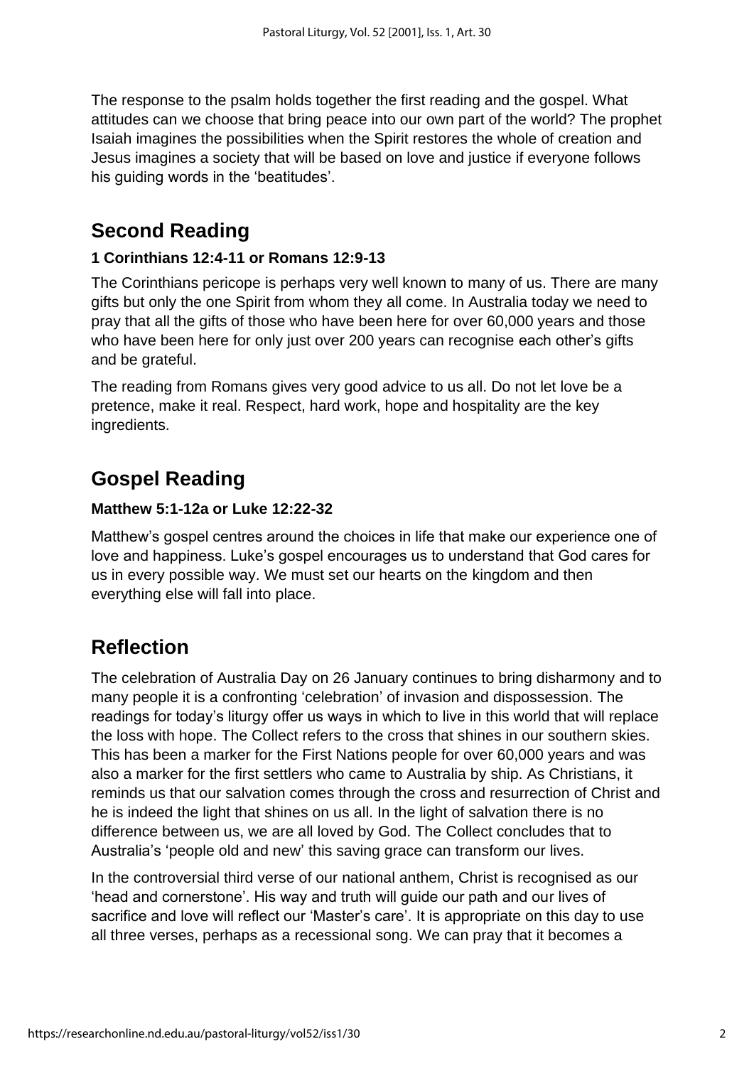The response to the psalm holds together the first reading and the gospel. What attitudes can we choose that bring peace into our own part of the world? The prophet Isaiah imagines the possibilities when the Spirit restores the whole of creation and Jesus imagines a society that will be based on love and justice if everyone follows his guiding words in the 'beatitudes'.

## Second Reading

**1 Corinthians 12:4-11 or Romans 12:9-13**

The Corinthians pericope is perhaps very well known to many of us. There are many gifts but only the one Spirit from whom they all come. In Australia today we need to pray that all the gifts of those who have been here for over 60,000 years and those who have been here for only just over 200 years can recognise each other's gifts and be grateful.

The reading from Romans gives very good advice to us all. Do not let love be a pretence, make it real. Respect, hard work, hope and hospitality are the key ingredients.

## Gospel Reading

**Matthew 5:1-12a or Luke 12:22-32**

Matthew's gospel centres around the choices in life that make our experience one of love and happiness. Luke's gospel encourages us to understand that God cares for us in every possible way. We must set our hearts on the kingdom and then everything else will fall into place.

## Reflection

The celebration of Australia Day on 26 January continues to bring disharmony and to many people it is a confronting 'celebration' of invasion and dispossession. The readings for today's liturgy offer us ways in which to live in this world that will replace the loss with hope. The Collect refers to the cross that shines in our southern skies. This has been a marker for the First Nations people for over 60,000 years and was also a marker for the first settlers who came to Australia by ship. As Christians, it reminds us that our salvation comes through the cross and resurrection of Christ and he is indeed the light that shines on us all. In the light of salvation there is no difference between us, we are all loved by God. The Collect concludes that to Australia's 'people old and new' this saving grace can transform our lives.

In the controversial third verse of our national anthem, Christ is recognised as our 'head and cornerstone'. His way and truth will guide our path and our lives of sacrifice and love will reflect our 'Master's care'. It is appropriate on this day to use all three verses, perhaps as a recessional song. We can pray that it becomes a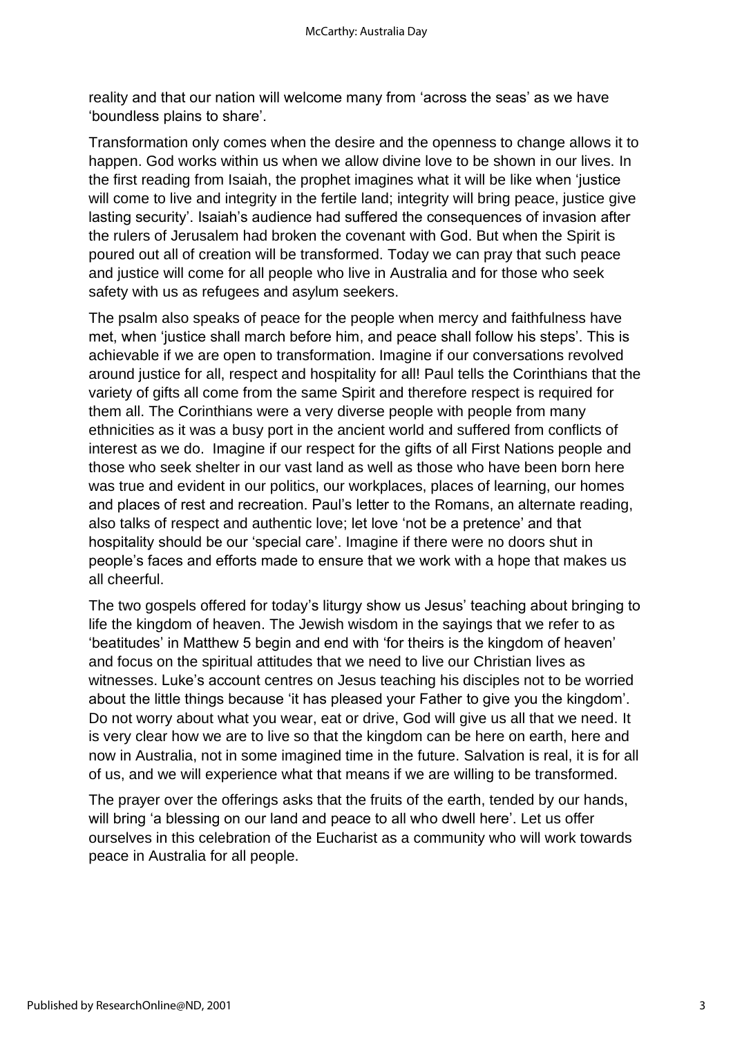reality and that our nation will welcome many from 'across the seas' as we have 'boundless plains to share'.

Transformation only comes when the desire and the openness to change allows it to happen. God works within us when we allow divine love to be shown in our lives. In the first reading from Isaiah, the prophet imagines what it will be like when 'justice will come to live and integrity in the fertile land; integrity will bring peace, justice give lasting security'. Isaiah's audience had suffered the consequences of invasion after the rulers of Jerusalem had broken the covenant with God. But when the Spirit is poured out all of creation will be transformed. Today we can pray that such peace and justice will come for all people who live in Australia and for those who seek safety with us as refugees and asylum seekers.

The psalm also speaks of peace for the people when mercy and faithfulness have met, when 'justice shall march before him, and peace shall follow his steps'. This is achievable if we are open to transformation. Imagine if our conversations revolved around justice for all, respect and hospitality for all! Paul tells the Corinthians that the variety of gifts all come from the same Spirit and therefore respect is required for them all. The Corinthians were a very diverse people with people from many ethnicities as it was a busy port in the ancient world and suffered from conflicts of interest as we do. Imagine if our respect for the gifts of all First Nations people and those who seek shelter in our vast land as well as those who have been born here was true and evident in our politics, our workplaces, places of learning, our homes and places of rest and recreation. Paul's letter to the Romans, an alternate reading, also talks of respect and authentic love; let love 'not be a pretence' and that hospitality should be our 'special care'. Imagine if there were no doors shut in people's faces and efforts made to ensure that we work with a hope that makes us all cheerful.

The two gospels offered for today's liturgy show us Jesus' teaching about bringing to life the kingdom of heaven. The Jewish wisdom in the sayings that we refer to as 'beatitudes' in Matthew 5 begin and end with 'for theirs is the kingdom of heaven' and focus on the spiritual attitudes that we need to live our Christian lives as witnesses. Luke's account centres on Jesus teaching his disciples not to be worried about the little things because 'it has pleased your Father to give you the kingdom'. Do not worry about what you wear, eat or drive, God will give us all that we need. It is very clear how we are to live so that the kingdom can be here on earth, here and now in Australia, not in some imagined time in the future. Salvation is real, it is for all of us, and we will experience what that means if we are willing to be transformed.

The prayer over the offerings asks that the fruits of the earth, tended by our hands, will bring 'a blessing on our land and peace to all who dwell here'. Let us offer ourselves in this celebration of the Eucharist as a community who will work towards peace in Australia for all people.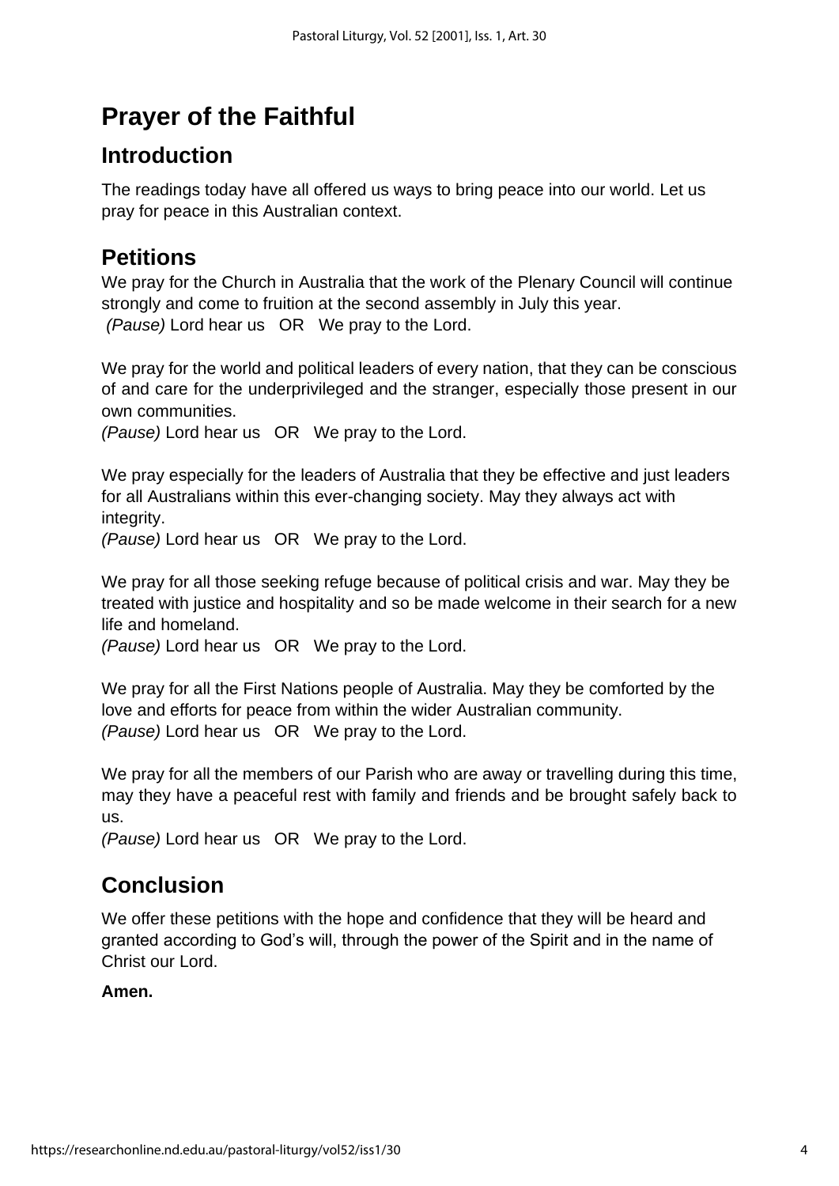# Prayer of the Faithful

## Introduction

The readings today have all offered us ways to bring peace into our world. Let us pray for peace in this Australian context.

## Petitions

We pray for the Church in Australia that the work of the Plenary Council will continue strongly and come to fruition at the second assembly in July this year.
*(Pause)* Lord hear us OR We pray to the Lord.

We pray for the world and political leaders of every nation, that they can be conscious of and care for the underprivileged and the stranger, especially those present in our own communities.
*(Pause)* Lord hear us OR We pray to the Lord.

We pray especially for the leaders of Australia that they be effective and just leaders for all Australians within this ever-changing society. May they always act with integrity.
*(Pause)* Lord hear us OR We pray to the Lord.

We pray for all those seeking refuge because of political crisis and war. May they be treated with justice and hospitality and so be made welcome in their search for a new life and homeland.
*(Pause)* Lord hear us OR We pray to the Lord.

We pray for all the First Nations people of Australia. May they be comforted by the love and efforts for peace from within the wider Australian community.
*(Pause)* Lord hear us OR We pray to the Lord.

We pray for all the members of our Parish who are away or travelling during this time, may they have a peaceful rest with family and friends and be brought safely back to us.
*(Pause)* Lord hear us OR We pray to the Lord.

## Conclusion

We offer these petitions with the hope and confidence that they will be heard and granted according to God's will, through the power of the Spirit and in the name of Christ our Lord.

**Amen.**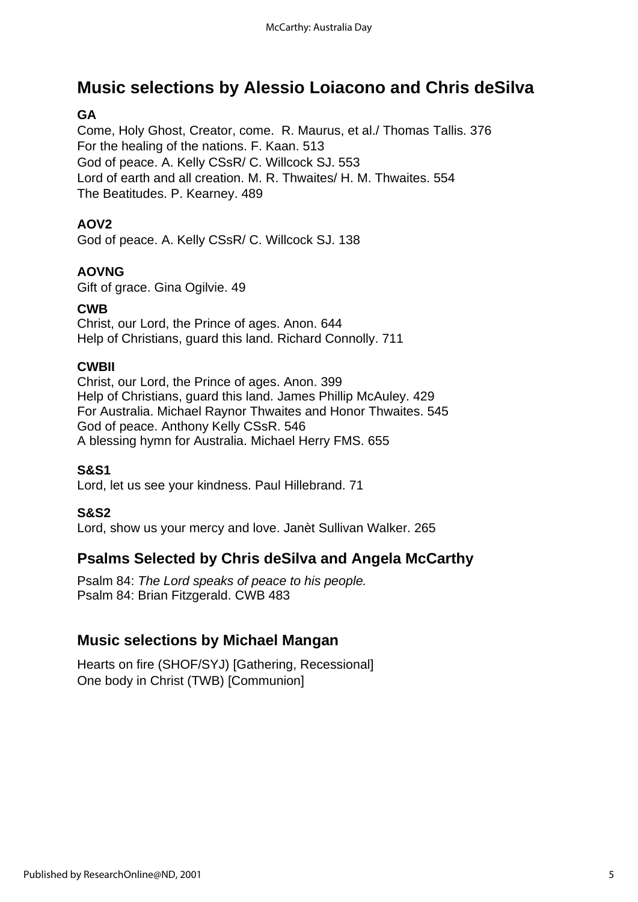## Music selections by Alessio Loiacono and Chris deSilva

**GA**

Come, Holy Ghost, Creator, come. R. Maurus, et al./ Thomas Tallis. 376
For the healing of the nations. F. Kaan. 513
God of peace. A. Kelly CSsR/ C. Willcock SJ. 553
Lord of earth and all creation. M. R. Thwaites/ H. M. Thwaites. 554
The Beatitudes. P. Kearney. 489

**AOV2**

God of peace. A. Kelly CSsR/ C. Willcock SJ. 138

**AOVNG**

Gift of grace. Gina Ogilvie. 49

**CWB**

Christ, our Lord, the Prince of ages. Anon. 644
Help of Christians, guard this land. Richard Connolly. 711

**CWBII**

Christ, our Lord, the Prince of ages. Anon. 399
Help of Christians, guard this land. James Phillip McAuley. 429
For Australia. Michael Raynor Thwaites and Honor Thwaites. 545
God of peace. Anthony Kelly CSsR. 546
A blessing hymn for Australia. Michael Herry FMS. 655

**S&S1**

Lord, let us see your kindness. Paul Hillebrand. 71

**S&S2**

Lord, show us your mercy and love. Janèt Sullivan Walker. 265

## Psalms Selected by Chris deSilva and Angela McCarthy

Psalm 84: *The Lord speaks of peace to his people.*
Psalm 84: Brian Fitzgerald. CWB 483

## Music selections by Michael Mangan

Hearts on fire (SHOF/SYJ) [Gathering, Recessional]
One body in Christ (TWB) [Communion]